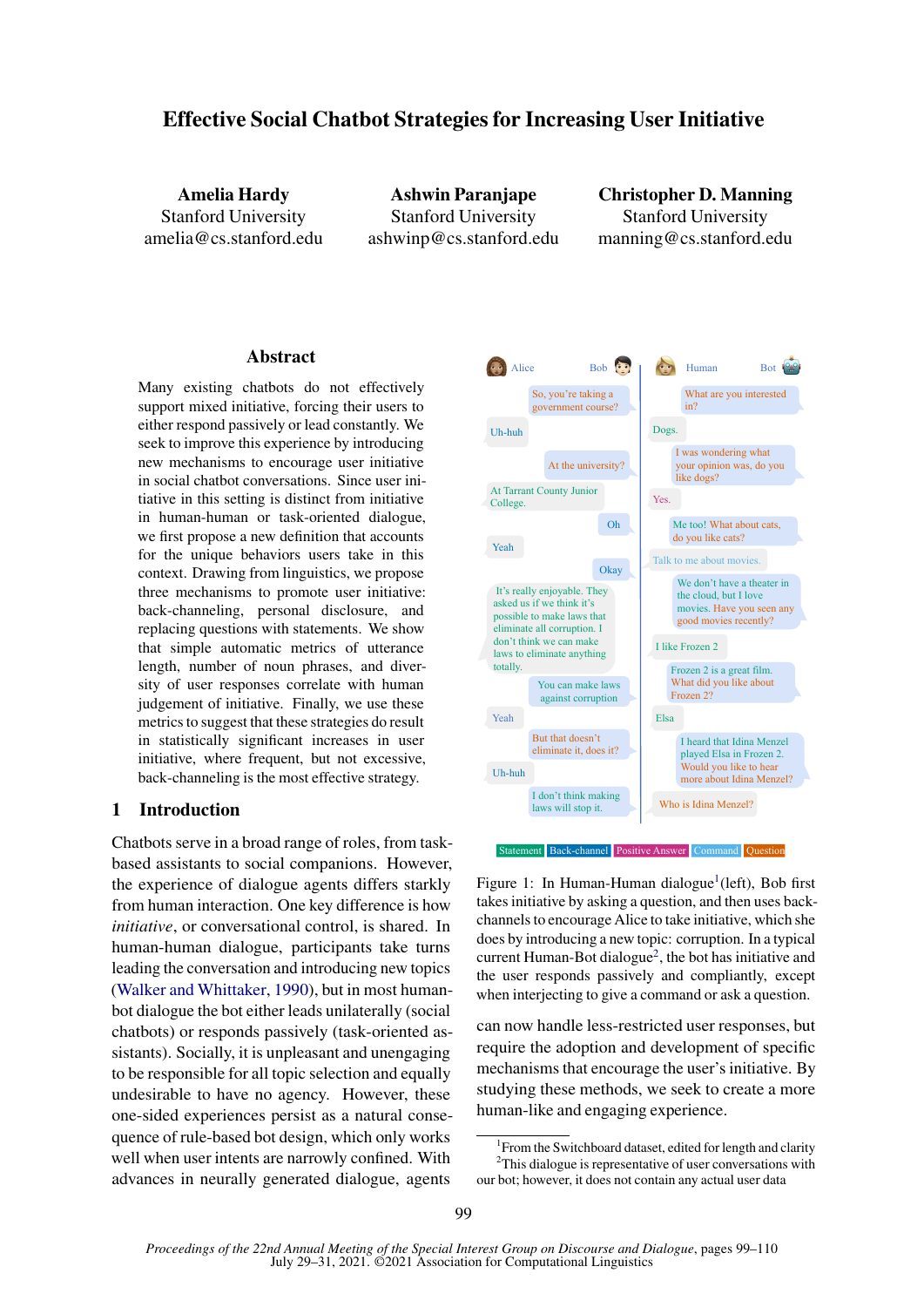# Effective Social Chatbot Strategies for Increasing User Initiative

**Amelia Hardy**
Stanford University
amelia@cs.stanford.edu

**Ashwin Paranjape**
Stanford University
ashwinp@cs.stanford.edu

**Christopher D. Manning**
Stanford University
manning@cs.stanford.edu

## Abstract

Many existing chatbots do not effectively support mixed initiative, forcing their users to either respond passively or lead constantly. We seek to improve this experience by introducing new mechanisms to encourage user initiative in social chatbot conversations. Since user initiative in this setting is distinct from initiative in human-human or task-oriented dialogue, we first propose a new definition that accounts for the unique behaviors users take in this context. Drawing from linguistics, we propose three mechanisms to promote user initiative: back-channeling, personal disclosure, and replacing questions with statements. We show that simple automatic metrics of utterance length, number of noun phrases, and diversity of user responses correlate with human judgement of initiative. Finally, we use these metrics to suggest that these strategies do result in statistically significant increases in user initiative, where frequent, but not excessive, back-channeling is the most effective strategy.

## 1 Introduction

Chatbots serve in a broad range of roles, from task-based assistants to social companions. However, the experience of dialogue agents differs starkly from human interaction. One key difference is how *initiative*, or conversational control, is shared. In human-human dialogue, participants take turns leading the conversation and introducing new topics (Walker and Whittaker, 1990), but in most human-bot dialogue the bot either leads unilaterally (social chatbots) or responds passively (task-oriented assistants). Socially, it is unpleasant and unengaging to be responsible for all topic selection and equally undesirable to have no agency. However, these one-sided experiences persist as a natural consequence of rule-based bot design, which only works well when user intents are narrowly confined. With advances in neurally generated dialogue, agents can now handle less-restricted user responses, but require the adoption and development of specific mechanisms that encourage the user's initiative. By studying these methods, we seek to create a more human-like and engaging experience.

| Alice | Bob |
|---|---|
| | So, you're taking a government course? |
| Uh-huh | |
| | At the university? |
| At Tarrant County Junior College. | |
| | Oh |
| Yeah | |
| | Okay |
| It's really enjoyable. They asked us if we think it's possible to make laws that eliminate all corruption. I don't think we can make laws to eliminate anything totally. | |
| | You can make laws against corruption |
| Yeah | |
| | But that doesn't eliminate it, does it? |
| Uh-huh | |
| | I don't think making laws will stop it. |

| Human | Bot |
|---|---|
| | What are you interested in? |
| Dogs. | |
| | I was wondering what your opinion was, do you like dogs? |
| Yes. | |
| | Me too! What about cats, do you like cats? |
| Talk to me about movies. | |
| | We don't have a theater in the cloud, but I love movies. Have you seen any good movies recently? |
| I like Frozen 2 | |
| | Frozen 2 is a great film. What did you like about Frozen 2? |
| Elsa | |
| | I heard that Idina Menzel played Elsa in Frozen 2. Would you like to hear more about Idina Menzel? |
| Who is Idina Menzel? | |

Statement | Back-channel | Positive Answer | Command | Question

Figure 1: In Human-Human dialogue[1] (left), Bob first takes initiative by asking a question, and then uses back-channels to encourage Alice to take initiative, which she does by introducing a new topic: corruption. In a typical current Human-Bot dialogue[2], the bot has initiative and the user responds passively and compliantly, except when interjecting to give a command or ask a question.

[1] From the Switchboard dataset, edited for length and clarity
[2] This dialogue is representative of user conversations with our bot; however, it does not contain any actual user data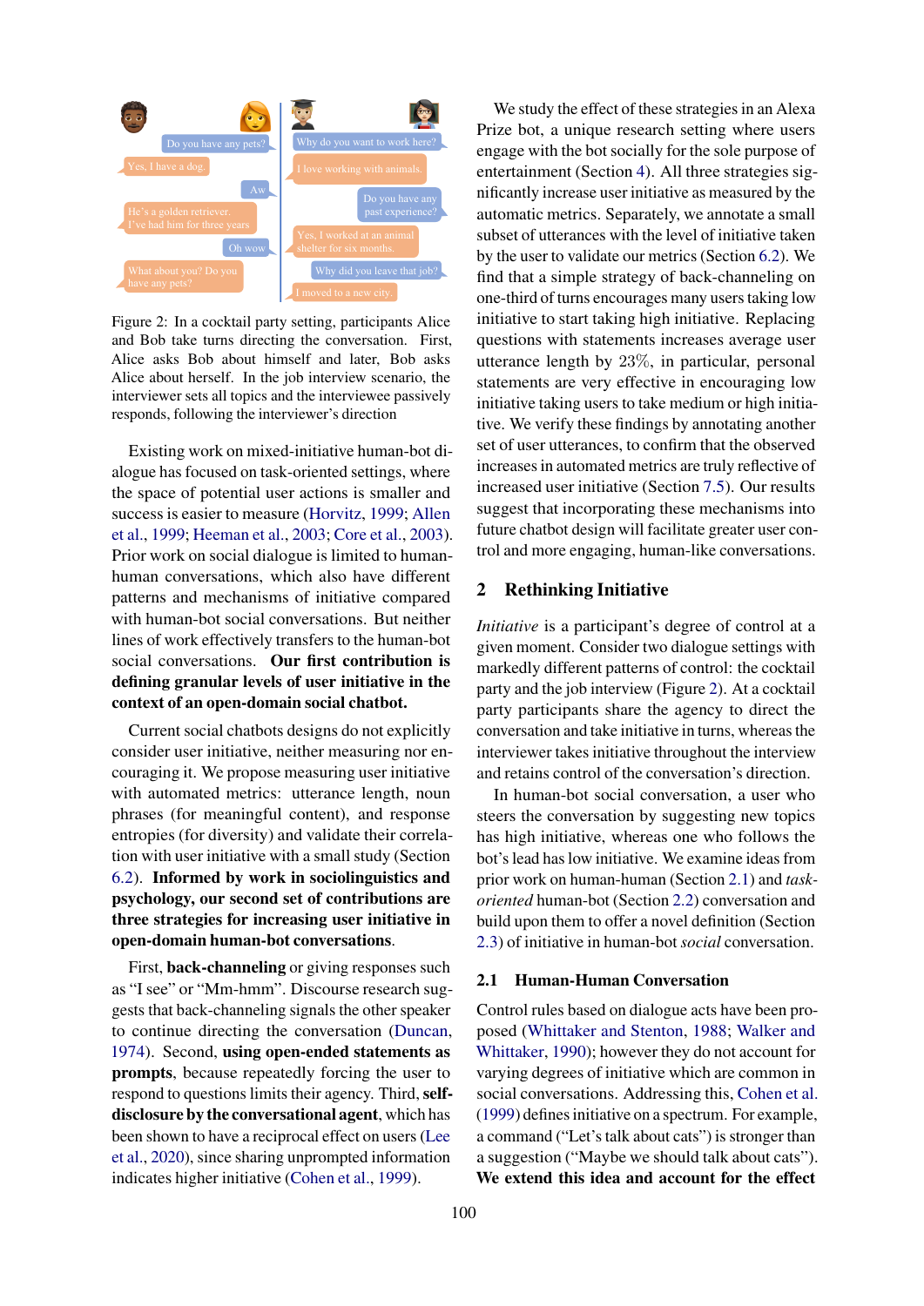Figure 2: In a cocktail party setting, participants Alice and Bob take turns directing the conversation. First, Alice asks Bob about himself and later, Bob asks Alice about herself. In the job interview scenario, the interviewer sets all topics and the interviewee passively responds, following the interviewer's direction

Existing work on mixed-initiative human-bot dialogue has focused on task-oriented settings, where the space of potential user actions is smaller and success is easier to measure (Horvitz, 1999; Allen et al., 1999; Heeman et al., 2003; Core et al., 2003). Prior work on social dialogue is limited to human-human conversations, which also have different patterns and mechanisms of initiative compared with human-bot social conversations. But neither lines of work effectively transfers to the human-bot social conversations. **Our first contribution is defining granular levels of user initiative in the context of an open-domain social chatbot.**

Current social chatbots designs do not explicitly consider user initiative, neither measuring nor encouraging it. We propose measuring user initiative with automated metrics: utterance length, noun phrases (for meaningful content), and response entropies (for diversity) and validate their correlation with user initiative with a small study (Section 6.2). **Informed by work in sociolinguistics and psychology, our second set of contributions are three strategies for increasing user initiative in open-domain human-bot conversations**.

First, **back-channeling** or giving responses such as "I see" or "Mm-hmm". Discourse research suggests that back-channeling signals the other speaker to continue directing the conversation (Duncan, 1974). Second, **using open-ended statements as prompts**, because repeatedly forcing the user to respond to questions limits their agency. Third, **self-disclosure by the conversational agent**, which has been shown to have a reciprocal effect on users (Lee et al., 2020), since sharing unprompted information indicates higher initiative (Cohen et al., 1999).

We study the effect of these strategies in an Alexa Prize bot, a unique research setting where users engage with the bot socially for the sole purpose of entertainment (Section 4). All three strategies significantly increase user initiative as measured by the automatic metrics. Separately, we annotate a small subset of utterances with the level of initiative taken by the user to validate our metrics (Section 6.2). We find that a simple strategy of back-channeling on one-third of turns encourages many users taking low initiative to start taking high initiative. Replacing questions with statements increases average user utterance length by 23%, in particular, personal statements are very effective in encouraging low initiative taking users to take medium or high initiative. We verify these findings by annotating another set of user utterances, to confirm that the observed increases in automated metrics are truly reflective of increased user initiative (Section 7.5). Our results suggest that incorporating these mechanisms into future chatbot design will facilitate greater user control and more engaging, human-like conversations.

## 2 Rethinking Initiative

*Initiative* is a participant's degree of control at a given moment. Consider two dialogue settings with markedly different patterns of control: the cocktail party and the job interview (Figure 2). At a cocktail party participants share the agency to direct the conversation and take initiative in turns, whereas the interviewer takes initiative throughout the interview and retains control of the conversation's direction.

In human-bot social conversation, a user who steers the conversation by suggesting new topics has high initiative, whereas one who follows the bot's lead has low initiative. We examine ideas from prior work on human-human (Section 2.1) and *task-oriented* human-bot (Section 2.2) conversation and build upon them to offer a novel definition (Section 2.3) of initiative in human-bot *social* conversation.

### 2.1 Human-Human Conversation

Control rules based on dialogue acts have been proposed (Whittaker and Stenton, 1988; Walker and Whittaker, 1990); however they do not account for varying degrees of initiative which are common in social conversations. Addressing this, Cohen et al. (1999) defines initiative on a spectrum. For example, a command ("Let's talk about cats") is stronger than a suggestion ("Maybe we should talk about cats"). **We extend this idea and account for the effect**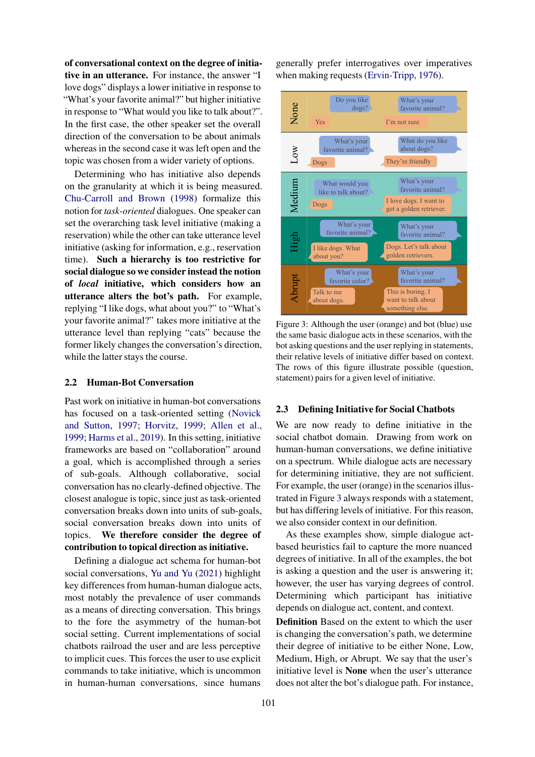**of conversational context on the degree of initiative in an utterance.** For instance, the answer "I love dogs" displays a lower initiative in response to "What's your favorite animal?" but higher initiative in response to "What would you like to talk about?". In the first case, the other speaker set the overall direction of the conversation to be about animals whereas in the second case it was left open and the topic was chosen from a wider variety of options.

Determining who has initiative also depends on the granularity at which it is being measured. Chu-Carroll and Brown (1998) formalize this notion for *task-oriented* dialogues. One speaker can set the overarching task level initiative (making a reservation) while the other can take utterance level initiative (asking for information, e.g., reservation time). **Such a hierarchy is too restrictive for social dialogue so we consider instead the notion of *local* initiative, which considers how an utterance alters the bot's path.** For example, replying "I like dogs, what about you?" to "What's your favorite animal?" takes more initiative at the utterance level than replying "cats" because the former likely changes the conversation's direction, while the latter stays the course.

## 2.2 Human-Bot Conversation

Past work on initiative in human-bot conversations has focused on a task-oriented setting (Novick and Sutton, 1997; Horvitz, 1999; Allen et al., 1999; Harms et al., 2019). In this setting, initiative frameworks are based on "collaboration" around a goal, which is accomplished through a series of sub-goals. Although collaborative, social conversation has no clearly-defined objective. The closest analogue is topic, since just as task-oriented conversation breaks down into units of sub-goals, social conversation breaks down into units of topics. **We therefore consider the degree of contribution to topical direction as initiative.**

Defining a dialogue act schema for human-bot social conversations, Yu and Yu (2021) highlight key differences from human-human dialogue acts, most notably the prevalence of user commands as a means of directing conversation. This brings to the fore the asymmetry of the human-bot social setting. Current implementations of social chatbots railroad the user and are less perceptive to implicit cues. This forces the user to use explicit commands to take initiative, which is uncommon in human-human conversations, since humans generally prefer interrogatives over imperatives when making requests (Ervin-Tripp, 1976).

| Level | Bot | User | Bot | User |
|---|---|---|---|---|
| None | Do you like dogs? | Yes | What's your favorite animal? | I'm not sure |
| Low | What's your favorite animal? | Dogs | What do you like about dogs? | They're friendly |
| Medium | What would you like to talk about? | Dogs | What's your favorite animal? | I love dogs. I want to get a golden retriever. |
| High | What's your favorite animal? | I like dogs. What about you? | What's your favorite animal? | Dogs. Let's talk about golden retrievers. |
| Abrupt | What's your favorite color? | Talk to me about dogs. | What's your favorite animal? | This is boring. I want to talk about something else. |

Figure 3: Although the user (orange) and bot (blue) use the same basic dialogue acts in these scenarios, with the bot asking questions and the user replying in statements, their relative levels of initiative differ based on context. The rows of this figure illustrate possible (question, statement) pairs for a given level of initiative.

## 2.3 Defining Initiative for Social Chatbots

We are now ready to define initiative in the social chatbot domain. Drawing from work on human-human conversations, we define initiative on a spectrum. While dialogue acts are necessary for determining initiative, they are not sufficient. For example, the user (orange) in the scenarios illustrated in Figure 3 always responds with a statement, but has differing levels of initiative. For this reason, we also consider context in our definition.

As these examples show, simple dialogue act-based heuristics fail to capture the more nuanced degrees of initiative. In all of the examples, the bot is asking a question and the user is answering it; however, the user has varying degrees of control. Determining which participant has initiative depends on dialogue act, content, and context.

**Definition** Based on the extent to which the user is changing the conversation's path, we determine their degree of initiative to be either None, Low, Medium, High, or Abrupt. We say that the user's initiative level is **None** when the user's utterance does not alter the bot's dialogue path. For instance,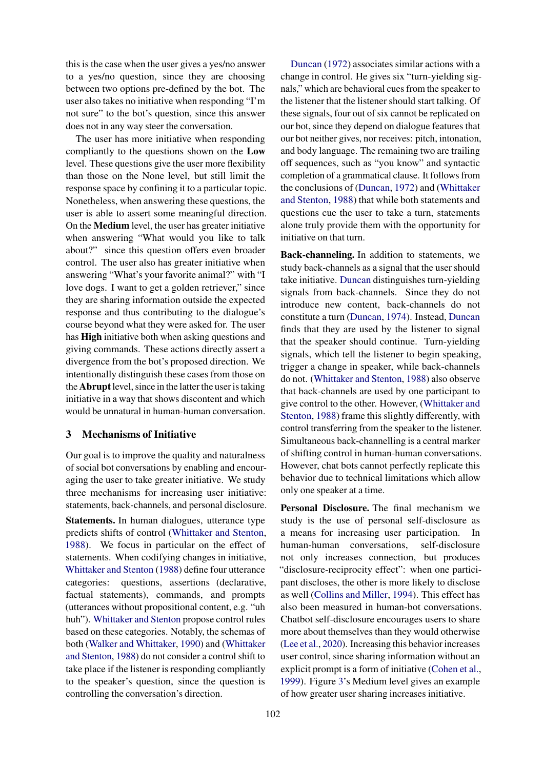this is the case when the user gives a yes/no answer to a yes/no question, since they are choosing between two options pre-defined by the bot. The user also takes no initiative when responding "I'm not sure" to the bot's question, since this answer does not in any way steer the conversation.

The user has more initiative when responding compliantly to the questions shown on the **Low** level. These questions give the user more flexibility than those on the None level, but still limit the response space by confining it to a particular topic. Nonetheless, when answering these questions, the user is able to assert some meaningful direction. On the **Medium** level, the user has greater initiative when answering "What would you like to talk about?" since this question offers even broader control. The user also has greater initiative when answering "What's your favorite animal?" with "I love dogs. I want to get a golden retriever," since they are sharing information outside the expected response and thus contributing to the dialogue's course beyond what they were asked for. The user has **High** initiative both when asking questions and giving commands. These actions directly assert a divergence from the bot's proposed direction. We intentionally distinguish these cases from those on the **Abrupt** level, since in the latter the user is taking initiative in a way that shows discontent and which would be unnatural in human-human conversation.

## 3 Mechanisms of Initiative

Our goal is to improve the quality and naturalness of social bot conversations by enabling and encouraging the user to take greater initiative. We study three mechanisms for increasing user initiative: statements, back-channels, and personal disclosure.

**Statements.** In human dialogues, utterance type predicts shifts of control (Whittaker and Stenton, 1988). We focus in particular on the effect of statements. When codifying changes in initiative, Whittaker and Stenton (1988) define four utterance categories: questions, assertions (declarative, factual statements), commands, and prompts (utterances without propositional content, e.g. "uh huh"). Whittaker and Stenton propose control rules based on these categories. Notably, the schemas of both (Walker and Whittaker, 1990) and (Whittaker and Stenton, 1988) do not consider a control shift to take place if the listener is responding compliantly to the speaker's question, since the question is controlling the conversation's direction.

Duncan (1972) associates similar actions with a change in control. He gives six "turn-yielding signals," which are behavioral cues from the speaker to the listener that the listener should start talking. Of these signals, four out of six cannot be replicated on our bot, since they depend on dialogue features that our bot neither gives, nor receives: pitch, intonation, and body language. The remaining two are trailing off sequences, such as "you know" and syntactic completion of a grammatical clause. It follows from the conclusions of (Duncan, 1972) and (Whittaker and Stenton, 1988) that while both statements and questions cue the user to take a turn, statements alone truly provide them with the opportunity for initiative on that turn.

**Back-channeling.** In addition to statements, we study back-channels as a signal that the user should take initiative. Duncan distinguishes turn-yielding signals from back-channels. Since they do not introduce new content, back-channels do not constitute a turn (Duncan, 1974). Instead, Duncan finds that they are used by the listener to signal that the speaker should continue. Turn-yielding signals, which tell the listener to begin speaking, trigger a change in speaker, while back-channels do not. (Whittaker and Stenton, 1988) also observe that back-channels are used by one participant to give control to the other. However, (Whittaker and Stenton, 1988) frame this slightly differently, with control transferring from the speaker to the listener. Simultaneous back-channelling is a central marker of shifting control in human-human conversations. However, chat bots cannot perfectly replicate this behavior due to technical limitations which allow only one speaker at a time.

**Personal Disclosure.** The final mechanism we study is the use of personal self-disclosure as a means for increasing user participation. In human-human conversations, self-disclosure not only increases connection, but produces "disclosure-reciprocity effect": when one participant discloses, the other is more likely to disclose as well (Collins and Miller, 1994). This effect has also been measured in human-bot conversations. Chatbot self-disclosure encourages users to share more about themselves than they would otherwise (Lee et al., 2020). Increasing this behavior increases user control, since sharing information without an explicit prompt is a form of initiative (Cohen et al., 1999). Figure 3's Medium level gives an example of how greater user sharing increases initiative.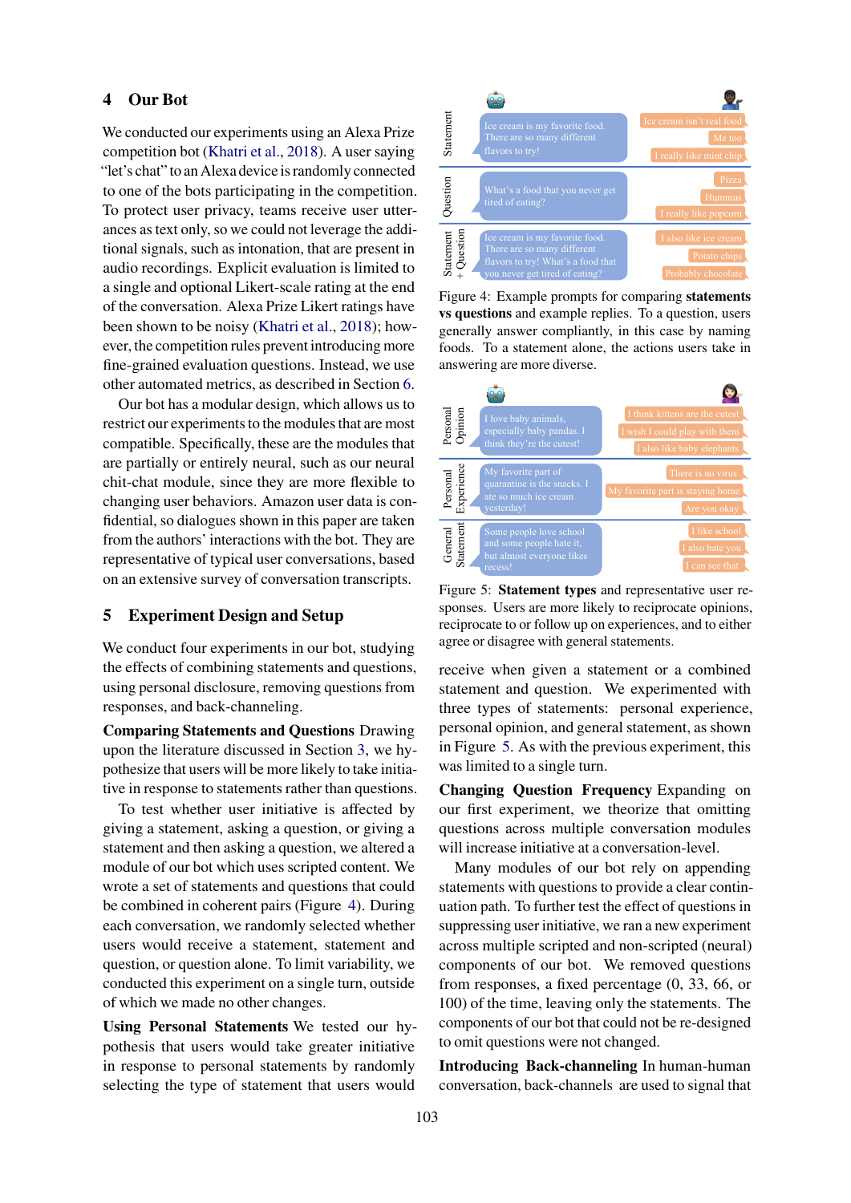## 4 Our Bot

We conducted our experiments using an Alexa Prize competition bot (Khatri et al., 2018). A user saying "let's chat" to an Alexa device is randomly connected to one of the bots participating in the competition. To protect user privacy, teams receive user utterances as text only, so we could not leverage the additional signals, such as intonation, that are present in audio recordings. Explicit evaluation is limited to a single and optional Likert-scale rating at the end of the conversation. Alexa Prize Likert ratings have been shown to be noisy (Khatri et al., 2018); however, the competition rules prevent introducing more fine-grained evaluation questions. Instead, we use other automated metrics, as described in Section 6.

Our bot has a modular design, which allows us to restrict our experiments to the modules that are most compatible. Specifically, these are the modules that are partially or entirely neural, such as our neural chit-chat module, since they are more flexible to changing user behaviors. Amazon user data is confidential, so dialogues shown in this paper are taken from the authors' interactions with the bot. They are representative of typical user conversations, based on an extensive survey of conversation transcripts.

## 5 Experiment Design and Setup

We conduct four experiments in our bot, studying the effects of combining statements and questions, using personal disclosure, removing questions from responses, and back-channeling.

**Comparing Statements and Questions** Drawing upon the literature discussed in Section 3, we hypothesize that users will be more likely to take initiative in response to statements rather than questions.

To test whether user initiative is affected by giving a statement, asking a question, or giving a statement and then asking a question, we altered a module of our bot which uses scripted content. We wrote a set of statements and questions that could be combined in coherent pairs (Figure 4). During each conversation, we randomly selected whether users would receive a statement, statement and question, or question alone. To limit variability, we conducted this experiment on a single turn, outside of which we made no other changes.

**Using Personal Statements** We tested our hypothesis that users would take greater initiative in response to personal statements by randomly selecting the type of statement that users would receive when given a statement or a combined statement and question. We experimented with three types of statements: personal experience, personal opinion, and general statement, as shown in Figure 5. As with the previous experiment, this was limited to a single turn.

| | Bot | User replies |
|---|---|---|
| Statement | Ice cream is my favorite food. There are so many different flavors to try! | Ice cream isn't real food / Me too / I really like mint chip |
| Question | What's a food that you never get tired of eating? | Pizza / Hummus / I really like popcorn |
| Statement + Question | Ice cream is my favorite food. There are so many different flavors to try! What's a food that you never get tired of eating? | I also like ice cream / Potato chips / Probably chocolate |

Figure 4: Example prompts for comparing **statements vs questions** and example replies. To a question, users generally answer compliantly, in this case by naming foods. To a statement alone, the actions users take in answering are more diverse.

| | Bot | User replies |
|---|---|---|
| Personal Opinion | I love baby animals, especially baby pandas. I think they're the cutest! | I think kittens are the cutest / I wish I could play with them / I also like baby elephants |
| Personal Experience | My favorite part of quarantine is the snacks. I ate so much ice cream yesterday! | There is no virus / My favorite part is staying home / Are you okay |
| General Statement | Some people love school and some people hate it, but almost everyone likes recess! | I like school / I also hate you / I can see that |

Figure 5: **Statement types** and representative user responses. Users are more likely to reciprocate opinions, reciprocate to or follow up on experiences, and to either agree or disagree with general statements.

**Changing Question Frequency** Expanding on our first experiment, we theorize that omitting questions across multiple conversation modules will increase initiative at a conversation-level.

Many modules of our bot rely on appending statements with questions to provide a clear continuation path. To further test the effect of questions in suppressing user initiative, we ran a new experiment across multiple scripted and non-scripted (neural) components of our bot. We removed questions from responses, a fixed percentage (0, 33, 66, or 100) of the time, leaving only the statements. The components of our bot that could not be re-designed to omit questions were not changed.

**Introducing Back-channeling** In human-human conversation, back-channels are used to signal that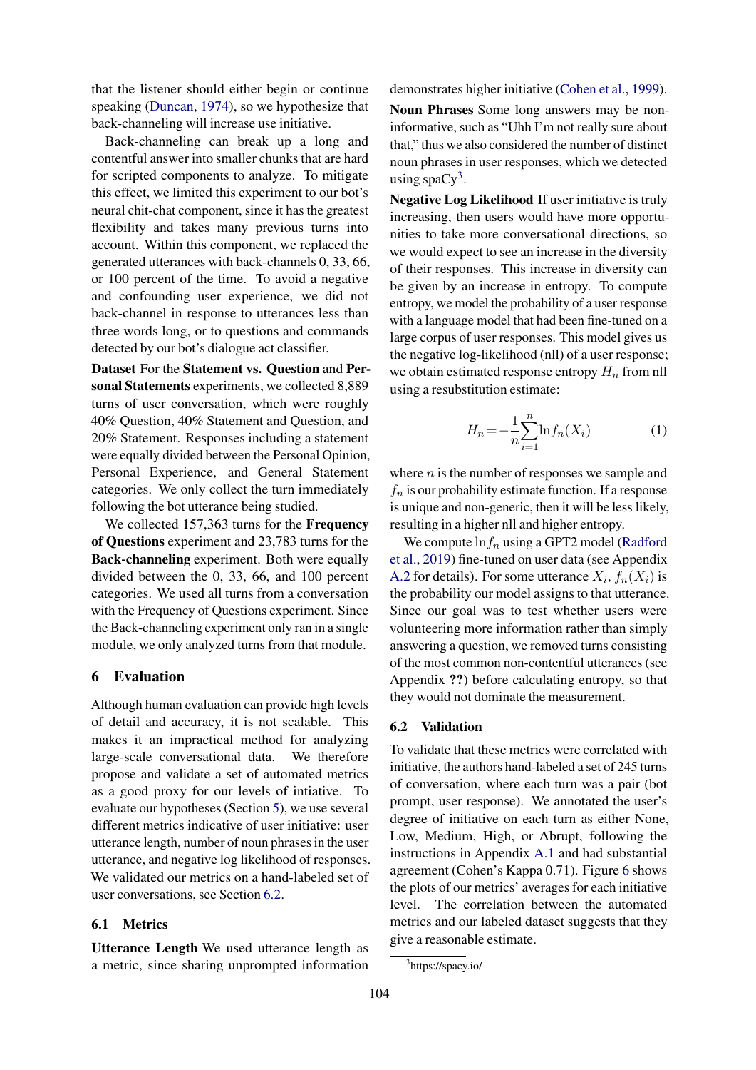that the listener should either begin or continue speaking (Duncan, 1974), so we hypothesize that back-channeling will increase use initiative.

Back-channeling can break up a long and contentful answer into smaller chunks that are hard for scripted components to analyze. To mitigate this effect, we limited this experiment to our bot's neural chit-chat component, since it has the greatest flexibility and takes many previous turns into account. Within this component, we replaced the generated utterances with back-channels 0, 33, 66, or 100 percent of the time. To avoid a negative and confounding user experience, we did not back-channel in response to utterances less than three words long, or to questions and commands detected by our bot's dialogue act classifier.

**Dataset** For the **Statement vs. Question** and **Personal Statements** experiments, we collected 8,889 turns of user conversation, which were roughly 40% Question, 40% Statement and Question, and 20% Statement. Responses including a statement were equally divided between the Personal Opinion, Personal Experience, and General Statement categories. We only collect the turn immediately following the bot utterance being studied.

We collected 157,363 turns for the **Frequency of Questions** experiment and 23,783 turns for the **Back-channeling** experiment. Both were equally divided between the 0, 33, 66, and 100 percent categories. We used all turns from a conversation with the Frequency of Questions experiment. Since the Back-channeling experiment only ran in a single module, we only analyzed turns from that module.

## 6 Evaluation

Although human evaluation can provide high levels of detail and accuracy, it is not scalable. This makes it an impractical method for analyzing large-scale conversational data. We therefore propose and validate a set of automated metrics as a good proxy for our levels of intiative. To evaluate our hypotheses (Section 5), we use several different metrics indicative of user initiative: user utterance length, number of noun phrases in the user utterance, and negative log likelihood of responses. We validated our metrics on a hand-labeled set of user conversations, see Section 6.2.

### 6.1 Metrics

**Utterance Length** We used utterance length as a metric, since sharing unprompted information demonstrates higher initiative (Cohen et al., 1999).

**Noun Phrases** Some long answers may be non-informative, such as "Uhh I'm not really sure about that," thus we also considered the number of distinct noun phrases in user responses, which we detected using spaCy[3].

**Negative Log Likelihood** If user initiative is truly increasing, then users would have more opportunities to take more conversational directions, so we would expect to see an increase in the diversity of their responses. This increase in diversity can be given by an increase in entropy. To compute entropy, we model the probability of a user response with a language model that had been fine-tuned on a large corpus of user responses. This model gives us the negative log-likelihood (nll) of a user response; we obtain estimated response entropy $H_n$ from nll using a resubstitution estimate:

$$H_n = -\frac{1}{n}\sum_{i=1}^{n} \ln f_n(X_i) \tag{1}$$

where $n$ is the number of responses we sample and $f_n$ is our probability estimate function. If a response is unique and non-generic, then it will be less likely, resulting in a higher nll and higher entropy.

We compute $\ln f_n$ using a GPT2 model (Radford et al., 2019) fine-tuned on user data (see Appendix A.2 for details). For some utterance $X_i$, $f_n(X_i)$ is the probability our model assigns to that utterance. Since our goal was to test whether users were volunteering more information rather than simply answering a question, we removed turns consisting of the most common non-contentful utterances (see Appendix **??**) before calculating entropy, so that they would not dominate the measurement.

### 6.2 Validation

To validate that these metrics were correlated with initiative, the authors hand-labeled a set of 245 turns of conversation, where each turn was a pair (bot prompt, user response). We annotated the user's degree of initiative on each turn as either None, Low, Medium, High, or Abrupt, following the instructions in Appendix A.1 and had substantial agreement (Cohen's Kappa 0.71). Figure 6 shows the plots of our metrics' averages for each initiative level. The correlation between the automated metrics and our labeled dataset suggests that they give a reasonable estimate.

[3] https://spacy.io/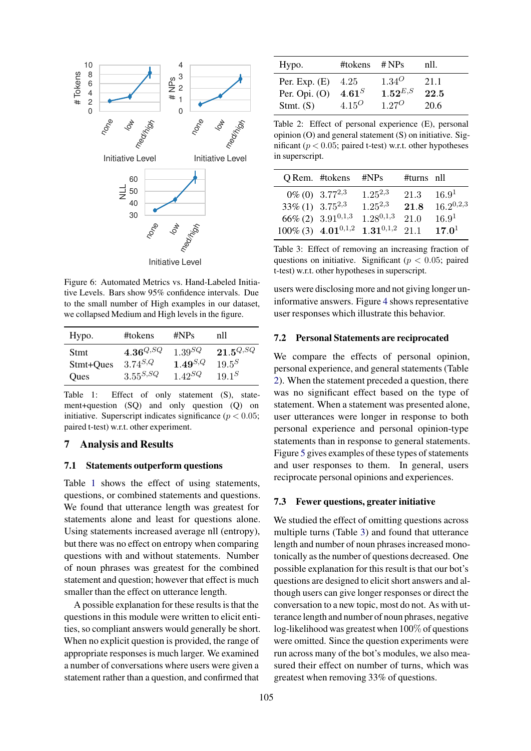Figure 6: Automated Metrics vs. Hand-Labeled Initiative Levels. Bars show 95% confidence intervals. Due to the small number of High examples in our dataset, we collapsed Medium and High levels in the figure.

| Hypo. | #tokens | #NPs | nll |
|---|---|---|---|
| Stmt | $\mathbf{4.36}^{Q,SQ}$ | $1.39^{SQ}$ | $\mathbf{21.5}^{Q,SQ}$ |
| Stmt+Ques | $3.74^{S,Q}$ | $\mathbf{1.49}^{S,Q}$ | $19.5^{S}$ |
| Ques | $3.55^{S,SQ}$ | $1.42^{SQ}$ | $19.1^{S}$ |

Table 1: Effect of only statement (S), statement+question (SQ) and only question (Q) on initiative. Superscript indicates significance ($p < 0.05$; paired t-test) w.r.t. other experiment.

## 7 Analysis and Results

### 7.1 Statements outperform questions

Table 1 shows the effect of using statements, questions, or combined statements and questions. We found that utterance length was greatest for statements alone and least for questions alone. Using statements increased average nll (entropy), but there was no effect on entropy when comparing questions with and without statements. Number of noun phrases was greatest for the combined statement and question; however that effect is much smaller than the effect on utterance length.

A possible explanation for these results is that the questions in this module were written to elicit entities, so compliant answers would generally be short. When no explicit question is provided, the range of appropriate responses is much larger. We examined a number of conversations where users were given a statement rather than a question, and confirmed that users were disclosing more and not giving longer uninformative answers. Figure 4 shows representative user responses which illustrate this behavior.

| Hypo. | #tokens | # NPs | nll. |
|---|---|---|---|
| Per. Exp. (E) | 4.25 | $1.34^{O}$ | 21.1 |
| Per. Opi. (O) | $\mathbf{4.61}^{S}$ | $\mathbf{1.52}^{E,S}$ | **22.5** |
| Stmt. (S) | $4.15^{O}$ | $1.27^{O}$ | 20.6 |

Table 2: Effect of personal experience (E), personal opinion (O) and general statement (S) on initiative. Significant ($p < 0.05$; paired t-test) w.r.t. other hypotheses in superscript.

| Q Rem. | #tokens | #NPs | #turns | nll |
|---|---|---|---|---|
| 0% (0) | $3.77^{2,3}$ | $1.25^{2,3}$ | 21.3 | $16.9^{1}$ |
| 33% (1) | $3.75^{2,3}$ | $1.25^{2,3}$ | **21.8** | $16.2^{0,2,3}$ |
| 66% (2) | $3.91^{0,1,3}$ | $1.28^{0,1,3}$ | 21.0 | $16.9^{1}$ |
| 100% (3) | $\mathbf{4.01}^{0,1,2}$ | $\mathbf{1.31}^{0,1,2}$ | 21.1 | $\mathbf{17.0}^{1}$ |

Table 3: Effect of removing an increasing fraction of questions on initiative. Significant ($p < 0.05$; paired t-test) w.r.t. other hypotheses in superscript.

### 7.2 Personal Statements are reciprocated

We compare the effects of personal opinion, personal experience, and general statements (Table 2). When the statement preceded a question, there was no significant effect based on the type of statement. When a statement was presented alone, user utterances were longer in response to both personal experience and personal opinion-type statements than in response to general statements. Figure 5 gives examples of these types of statements and user responses to them. In general, users reciprocate personal opinions and experiences.

### 7.3 Fewer questions, greater initiative

We studied the effect of omitting questions across multiple turns (Table 3) and found that utterance length and number of noun phrases increased monotonically as the number of questions decreased. One possible explanation for this result is that our bot's questions are designed to elicit short answers and although users can give longer responses or direct the conversation to a new topic, most do not. As with utterance length and number of noun phrases, negative log-likelihood was greatest when 100% of questions were omitted. Since the question experiments were run across many of the bot's modules, we also measured their effect on number of turns, which was greatest when removing 33% of questions.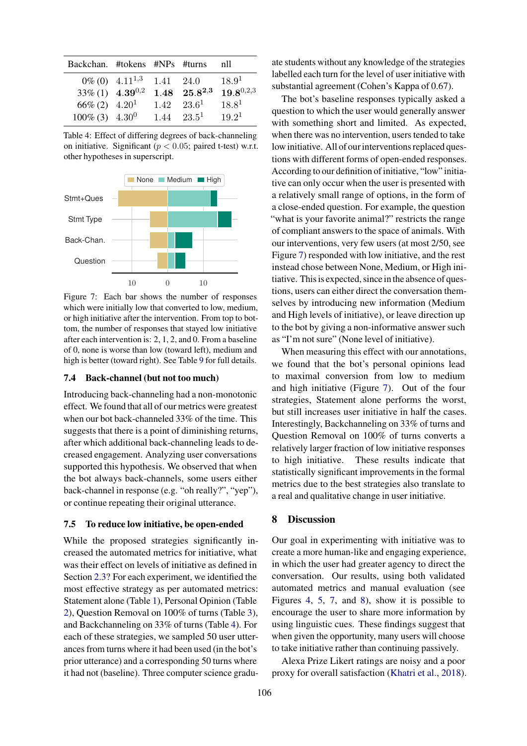| Backchan. | #tokens | #NPs | #turns | nll |
|---|---|---|---|---|
| 0% (0) | $4.11^{1,3}$ | 1.41 | 24.0 | $18.9^{1}$ |
| 33% (1) | $\mathbf{4.39}^{0,2}$ | **1.48** | $\mathbf{25.8}^{\mathbf{2,3}}$ | $\mathbf{19.8}^{0,2,3}$ |
| 66% (2) | $4.20^{1}$ | 1.42 | $23.6^{1}$ | $18.8^{1}$ |
| 100% (3) | $4.30^{0}$ | 1.44 | $23.5^{1}$ | $19.2^{1}$ |

Table 4: Effect of differing degrees of back-channeling on initiative. Significant ($p < 0.05$; paired t-test) w.r.t. other hypotheses in superscript.

Figure 7: Each bar shows the number of responses which were initially low that converted to low, medium, or high initiative after the intervention. From top to bottom, the number of responses that stayed low initiative after each intervention is: 2, 1, 2, and 0. From a baseline of 0, none is worse than low (toward left), medium and high is better (toward right). See Table 9 for full details.

### 7.4 Back-channel (but not too much)

Introducing back-channeling had a non-monotonic effect. We found that all of our metrics were greatest when our bot back-channeled 33% of the time. This suggests that there is a point of diminishing returns, after which additional back-channeling leads to decreased engagement. Analyzing user conversations supported this hypothesis. We observed that when the bot always back-channels, some users either back-channel in response (e.g. "oh really?", "yep"), or continue repeating their original utterance.

### 7.5 To reduce low initiative, be open-ended

While the proposed strategies significantly increased the automated metrics for initiative, what was their effect on levels of initiative as defined in Section 2.3? For each experiment, we identified the most effective strategy as per automated metrics: Statement alone (Table 1), Personal Opinion (Table 2), Question Removal on 100% of turns (Table 3), and Backchanneling on 33% of turns (Table 4). For each of these strategies, we sampled 50 user utterances from turns where it had been used (in the bot's prior utterance) and a corresponding 50 turns where it had not (baseline). Three computer science graduate students without any knowledge of the strategies labelled each turn for the level of user initiative with substantial agreement (Cohen's Kappa of 0.67).

The bot's baseline responses typically asked a question to which the user would generally answer with something short and limited. As expected, when there was no intervention, users tended to take low initiative. All of our interventions replaced questions with different forms of open-ended responses. According to our definition of initiative, "low" initiative can only occur when the user is presented with a relatively small range of options, in the form of a close-ended question. For example, the question "what is your favorite animal?" restricts the range of compliant answers to the space of animals. With our interventions, very few users (at most 2/50, see Figure 7) responded with low initiative, and the rest instead chose between None, Medium, or High initiative. This is expected, since in the absence of questions, users can either direct the conversation themselves by introducing new information (Medium and High levels of initiative), or leave direction up to the bot by giving a non-informative answer such as "I'm not sure" (None level of initiative).

When measuring this effect with our annotations, we found that the bot's personal opinions lead to maximal conversion from low to medium and high initiative (Figure 7). Out of the four strategies, Statement alone performs the worst, but still increases user initiative in half the cases. Interestingly, Backchanneling on 33% of turns and Question Removal on 100% of turns converts a relatively larger fraction of low initiative responses to high initiative. These results indicate that statistically significant improvements in the formal metrics due to the best strategies also translate to a real and qualitative change in user initiative.

## 8 Discussion

Our goal in experimenting with initiative was to create a more human-like and engaging experience, in which the user had greater agency to direct the conversation. Our results, using both validated automated metrics and manual evaluation (see Figures 4, 5, 7, and 8), show it is possible to encourage the user to share more information by using linguistic cues. These findings suggest that when given the opportunity, many users will choose to take initiative rather than continuing passively.

Alexa Prize Likert ratings are noisy and a poor proxy for overall satisfaction (Khatri et al., 2018).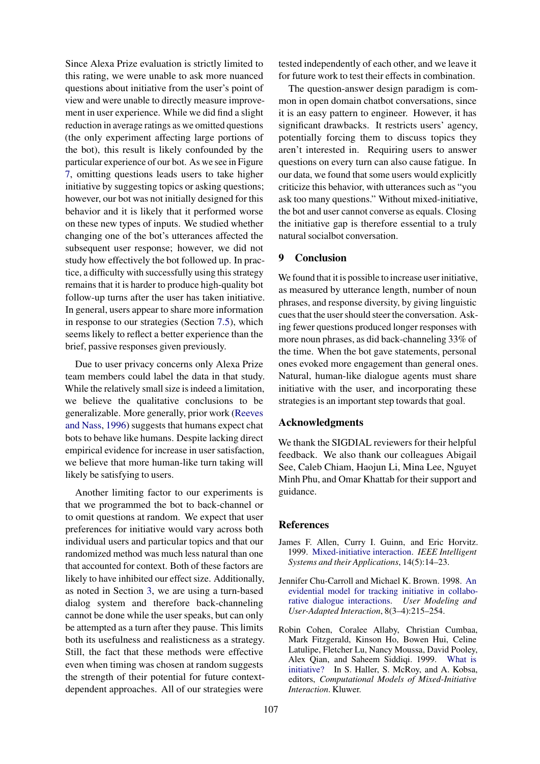Since Alexa Prize evaluation is strictly limited to this rating, we were unable to ask more nuanced questions about initiative from the user's point of view and were unable to directly measure improvement in user experience. While we did find a slight reduction in average ratings as we omitted questions (the only experiment affecting large portions of the bot), this result is likely confounded by the particular experience of our bot. As we see in Figure 7, omitting questions leads users to take higher initiative by suggesting topics or asking questions; however, our bot was not initially designed for this behavior and it is likely that it performed worse on these new types of inputs. We studied whether changing one of the bot's utterances affected the subsequent user response; however, we did not study how effectively the bot followed up. In practice, a difficulty with successfully using this strategy remains that it is harder to produce high-quality bot follow-up turns after the user has taken initiative. In general, users appear to share more information in response to our strategies (Section 7.5), which seems likely to reflect a better experience than the brief, passive responses given previously.

Due to user privacy concerns only Alexa Prize team members could label the data in that study. While the relatively small size is indeed a limitation, we believe the qualitative conclusions to be generalizable. More generally, prior work (Reeves and Nass, 1996) suggests that humans expect chat bots to behave like humans. Despite lacking direct empirical evidence for increase in user satisfaction, we believe that more human-like turn taking will likely be satisfying to users.

Another limiting factor to our experiments is that we programmed the bot to back-channel or to omit questions at random. We expect that user preferences for initiative would vary across both individual users and particular topics and that our randomized method was much less natural than one that accounted for context. Both of these factors are likely to have inhibited our effect size. Additionally, as noted in Section 3, we are using a turn-based dialog system and therefore back-channeling cannot be done while the user speaks, but can only be attempted as a turn after they pause. This limits both its usefulness and realisticness as a strategy. Still, the fact that these methods were effective even when timing was chosen at random suggests the strength of their potential for future context-dependent approaches. All of our strategies were tested independently of each other, and we leave it for future work to test their effects in combination.

The question-answer design paradigm is common in open domain chatbot conversations, since it is an easy pattern to engineer. However, it has significant drawbacks. It restricts users' agency, potentially forcing them to discuss topics they aren't interested in. Requiring users to answer questions on every turn can also cause fatigue. In our data, we found that some users would explicitly criticize this behavior, with utterances such as "you ask too many questions." Without mixed-initiative, the bot and user cannot converse as equals. Closing the initiative gap is therefore essential to a truly natural socialbot conversation.

## 9 Conclusion

We found that it is possible to increase user initiative, as measured by utterance length, number of noun phrases, and response diversity, by giving linguistic cues that the user should steer the conversation. Asking fewer questions produced longer responses with more noun phrases, as did back-channeling 33% of the time. When the bot gave statements, personal ones evoked more engagement than general ones. Natural, human-like dialogue agents must share initiative with the user, and incorporating these strategies is an important step towards that goal.

## Acknowledgments

We thank the SIGDIAL reviewers for their helpful feedback. We also thank our colleagues Abigail See, Caleb Chiam, Haojun Li, Mina Lee, Nguyet Minh Phu, and Omar Khattab for their support and guidance.

## References

James F. Allen, Curry I. Guinn, and Eric Horvitz. 1999. Mixed-initiative interaction. *IEEE Intelligent Systems and their Applications*, 14(5):14–23.

Jennifer Chu-Carroll and Michael K. Brown. 1998. An evidential model for tracking initiative in collaborative dialogue interactions. *User Modeling and User-Adapted Interaction*, 8(3–4):215–254.

Robin Cohen, Coralee Allaby, Christian Cumbaa, Mark Fitzgerald, Kinson Ho, Bowen Hui, Celine Latulipe, Fletcher Lu, Nancy Moussa, David Pooley, Alex Qian, and Saheem Siddiqi. 1999. What is initiative? In S. Haller, S. McRoy, and A. Kobsa, editors, *Computational Models of Mixed-Initiative Interaction*. Kluwer.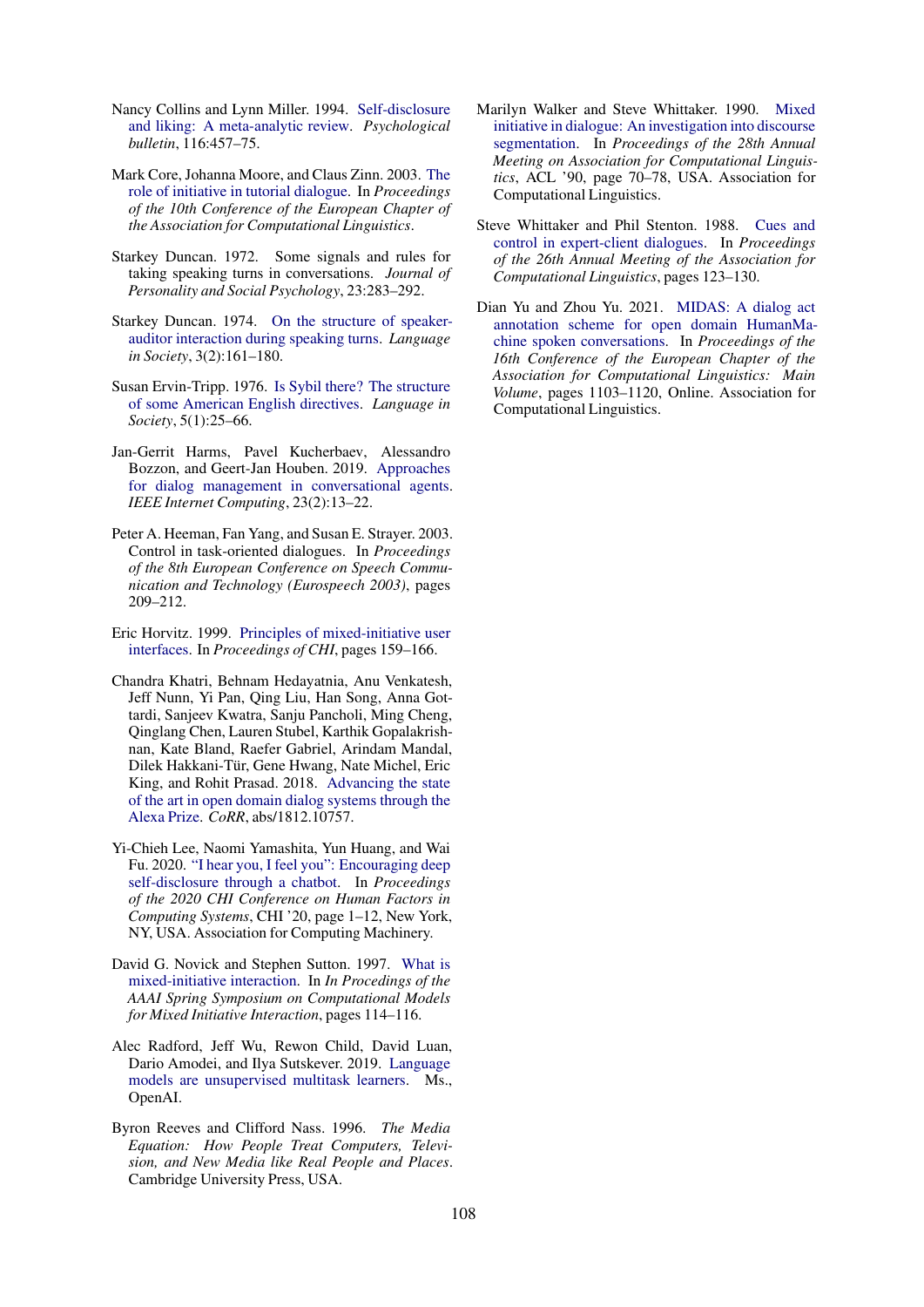Nancy Collins and Lynn Miller. 1994. Self-disclosure and liking: A meta-analytic review. *Psychological bulletin*, 116:457–75.

Mark Core, Johanna Moore, and Claus Zinn. 2003. The role of initiative in tutorial dialogue. In *Proceedings of the 10th Conference of the European Chapter of the Association for Computational Linguistics*.

Starkey Duncan. 1972. Some signals and rules for taking speaking turns in conversations. *Journal of Personality and Social Psychology*, 23:283–292.

Starkey Duncan. 1974. On the structure of speaker-auditor interaction during speaking turns. *Language in Society*, 3(2):161–180.

Susan Ervin-Tripp. 1976. Is Sybil there? The structure of some American English directives. *Language in Society*, 5(1):25–66.

Jan-Gerrit Harms, Pavel Kucherbaev, Alessandro Bozzon, and Geert-Jan Houben. 2019. Approaches for dialog management in conversational agents. *IEEE Internet Computing*, 23(2):13–22.

Peter A. Heeman, Fan Yang, and Susan E. Strayer. 2003. Control in task-oriented dialogues. In *Proceedings of the 8th European Conference on Speech Communication and Technology (Eurospeech 2003)*, pages 209–212.

Eric Horvitz. 1999. Principles of mixed-initiative user interfaces. In *Proceedings of CHI*, pages 159–166.

Chandra Khatri, Behnam Hedayatnia, Anu Venkatesh, Jeff Nunn, Yi Pan, Qing Liu, Han Song, Anna Gottardi, Sanjeev Kwatra, Sanju Pancholi, Ming Cheng, Qinglang Chen, Lauren Stubel, Karthik Gopalakrishnan, Kate Bland, Raefer Gabriel, Arindam Mandal, Dilek Hakkani-Tür, Gene Hwang, Nate Michel, Eric King, and Rohit Prasad. 2018. Advancing the state of the art in open domain dialog systems through the Alexa Prize. *CoRR*, abs/1812.10757.

Yi-Chieh Lee, Naomi Yamashita, Yun Huang, and Wai Fu. 2020. "I hear you, I feel you": Encouraging deep self-disclosure through a chatbot. In *Proceedings of the 2020 CHI Conference on Human Factors in Computing Systems*, CHI '20, page 1–12, New York, NY, USA. Association for Computing Machinery.

David G. Novick and Stephen Sutton. 1997. What is mixed-initiative interaction. In *In Procedings of the AAAI Spring Symposium on Computational Models for Mixed Initiative Interaction*, pages 114–116.

Alec Radford, Jeff Wu, Rewon Child, David Luan, Dario Amodei, and Ilya Sutskever. 2019. Language models are unsupervised multitask learners. Ms., OpenAI.

Byron Reeves and Clifford Nass. 1996. *The Media Equation: How People Treat Computers, Television, and New Media like Real People and Places*. Cambridge University Press, USA.

Marilyn Walker and Steve Whittaker. 1990. Mixed initiative in dialogue: An investigation into discourse segmentation. In *Proceedings of the 28th Annual Meeting on Association for Computational Linguistics*, ACL '90, page 70–78, USA. Association for Computational Linguistics.

Steve Whittaker and Phil Stenton. 1988. Cues and control in expert-client dialogues. In *Proceedings of the 26th Annual Meeting of the Association for Computational Linguistics*, pages 123–130.

Dian Yu and Zhou Yu. 2021. MIDAS: A dialog act annotation scheme for open domain HumanMachine spoken conversations. In *Proceedings of the 16th Conference of the European Chapter of the Association for Computational Linguistics: Main Volume*, pages 1103–1120, Online. Association for Computational Linguistics.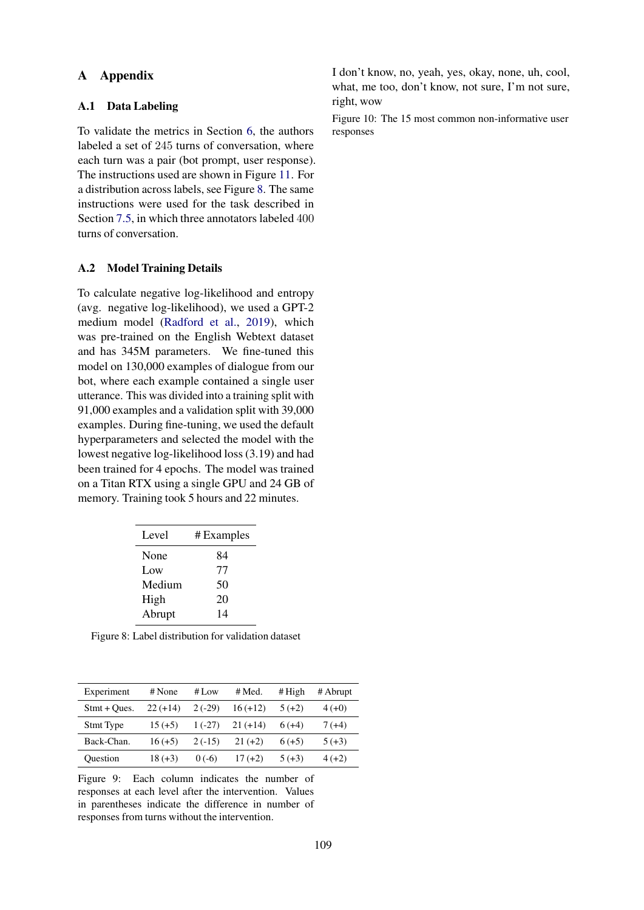# A Appendix

## A.1 Data Labeling

To validate the metrics in Section 6, the authors labeled a set of 245 turns of conversation, where each turn was a pair (bot prompt, user response). The instructions used are shown in Figure 11. For a distribution across labels, see Figure 8. The same instructions were used for the task described in Section 7.5, in which three annotators labeled 400 turns of conversation.

## A.2 Model Training Details

To calculate negative log-likelihood and entropy (avg. negative log-likelihood), we used a GPT-2 medium model (Radford et al., 2019), which was pre-trained on the English Webtext dataset and has 345M parameters. We fine-tuned this model on 130,000 examples of dialogue from our bot, where each example contained a single user utterance. This was divided into a training split with 91,000 examples and a validation split with 39,000 examples. During fine-tuning, we used the default hyperparameters and selected the model with the lowest negative log-likelihood loss (3.19) and had been trained for 4 epochs. The model was trained on a Titan RTX using a single GPU and 24 GB of memory. Training took 5 hours and 22 minutes.

| Level | # Examples |
|---|---|
| None | 84 |
| Low | 77 |
| Medium | 50 |
| High | 20 |
| Abrupt | 14 |

Figure 8: Label distribution for validation dataset

| Experiment | # None | # Low | # Med. | # High | # Abrupt |
|---|---|---|---|---|---|
| Stmt + Ques. | 22 (+14) | 2 (-29) | 16 (+12) | 5 (+2) | 4 (+0) |
| Stmt Type | 15 (+5) | 1 (-27) | 21 (+14) | 6 (+4) | 7 (+4) |
| Back-Chan. | 16 (+5) | 2 (-15) | 21 (+2) | 6 (+5) | 5 (+3) |
| Question | 18 (+3) | 0 (-6) | 17 (+2) | 5 (+3) | 4 (+2) |

Figure 9: Each column indicates the number of responses at each level after the intervention. Values in parentheses indicate the difference in number of responses from turns without the intervention.

I don't know, no, yeah, yes, okay, none, uh, cool, what, me too, don't know, not sure, I'm not sure, right, wow

Figure 10: The 15 most common non-informative user responses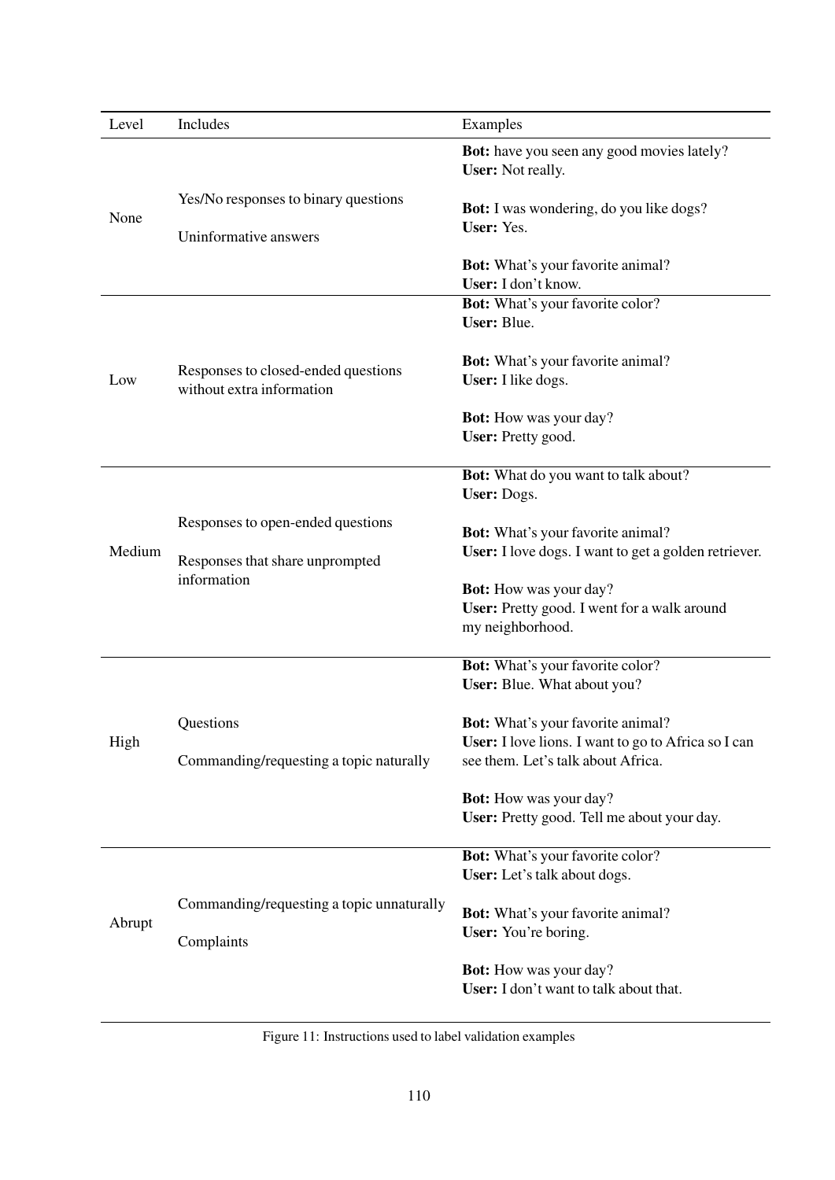| Level | Includes | Examples |
|---|---|---|
| None | Yes/No responses to binary questions<br><br>Uninformative answers | **Bot:** have you seen any good movies lately?<br>**User:** Not really.<br><br>**Bot:** I was wondering, do you like dogs?<br>**User:** Yes.<br><br>**Bot:** What's your favorite animal?<br>**User:** I don't know. |
| Low | Responses to closed-ended questions without extra information | **Bot:** What's your favorite color?<br>**User:** Blue.<br><br>**Bot:** What's your favorite animal?<br>**User:** I like dogs.<br><br>**Bot:** How was your day?<br>**User:** Pretty good. |
| Medium | Responses to open-ended questions<br><br>Responses that share unprompted information | **Bot:** What do you want to talk about?<br>**User:** Dogs.<br><br>**Bot:** What's your favorite animal?<br>**User:** I love dogs. I want to get a golden retriever.<br><br>**Bot:** How was your day?<br>**User:** Pretty good. I went for a walk around my neighborhood. |
| High | Questions<br><br>Commanding/requesting a topic naturally | **Bot:** What's your favorite color?<br>**User:** Blue. What about you?<br><br>**Bot:** What's your favorite animal?<br>**User:** I love lions. I want to go to Africa so I can see them. Let's talk about Africa.<br><br>**Bot:** How was your day?<br>**User:** Pretty good. Tell me about your day. |
| Abrupt | Commanding/requesting a topic unnaturally<br><br>Complaints | **Bot:** What's your favorite color?<br>**User:** Let's talk about dogs.<br><br>**Bot:** What's your favorite animal?<br>**User:** You're boring.<br><br>**Bot:** How was your day?<br>**User:** I don't want to talk about that. |

Figure 11: Instructions used to label validation examples